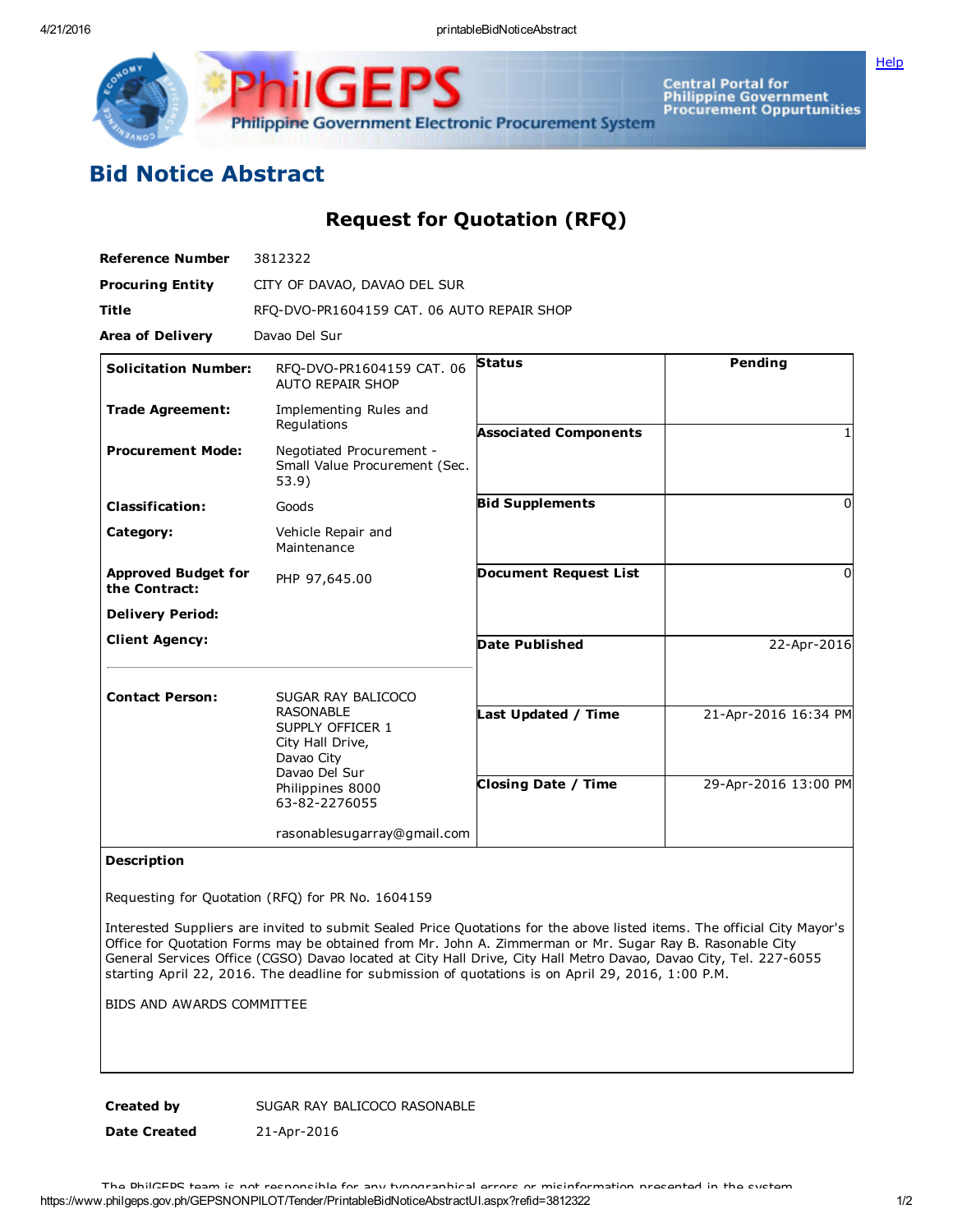# Bid Notice Abstract

## Request for Quotation (RFQ)

| | |
|---|---|
| **Reference Number** | 3812322 |
| **Procuring Entity** | CITY OF DAVAO, DAVAO DEL SUR |
| **Title** | RFQ-DVO-PR1604159 CAT. 06 AUTO REPAIR SHOP |
| **Area of Delivery** | Davao Del Sur |

| | | | |
|---|---|---|---|
| **Solicitation Number:** | RFQ-DVO-PR1604159 CAT. 06 AUTO REPAIR SHOP | **Status** | Pending |
| **Trade Agreement:** | Implementing Rules and Regulations | **Associated Components** | 1 |
| **Procurement Mode:** | Negotiated Procurement - Small Value Procurement (Sec. 53.9) | **Bid Supplements** | 0 |
| **Classification:** | Goods | **Document Request List** | 0 |
| **Category:** | Vehicle Repair and Maintenance | **Date Published** | 22-Apr-2016 |
| **Approved Budget for the Contract:** | PHP 97,645.00 | **Last Updated / Time** | 21-Apr-2016 16:34 PM |
| **Delivery Period:** | | **Closing Date / Time** | 29-Apr-2016 13:00 PM |
| **Client Agency:** | | | |
| **Contact Person:** | SUGAR RAY BALICOCO RASONABLE<br>SUPPLY OFFICER 1<br>City Hall Drive,<br>Davao City<br>Davao Del Sur<br>Philippines 8000<br>63-82-2276055<br><br>rasonablesugarray@gmail.com | | |

**Description**

Requesting for Quotation (RFQ) for PR No. 1604159

Interested Suppliers are invited to submit Sealed Price Quotations for the above listed items. The official City Mayor's Office for Quotation Forms may be obtained from Mr. John A. Zimmerman or Mr. Sugar Ray B. Rasonable City General Services Office (CGSO) Davao located at City Hall Drive, City Hall Metro Davao, Davao City, Tel. 227-6055 starting April 22, 2016. The deadline for submission of quotations is on April 29, 2016, 1:00 P.M.

BIDS AND AWARDS COMMITTEE

| | |
|---|---|
| **Created by** | SUGAR RAY BALICOCO RASONABLE |
| **Date Created** | 21-Apr-2016 |

The PhilGEPS team is not responsible for any typographical errors or misinformation presented in the system.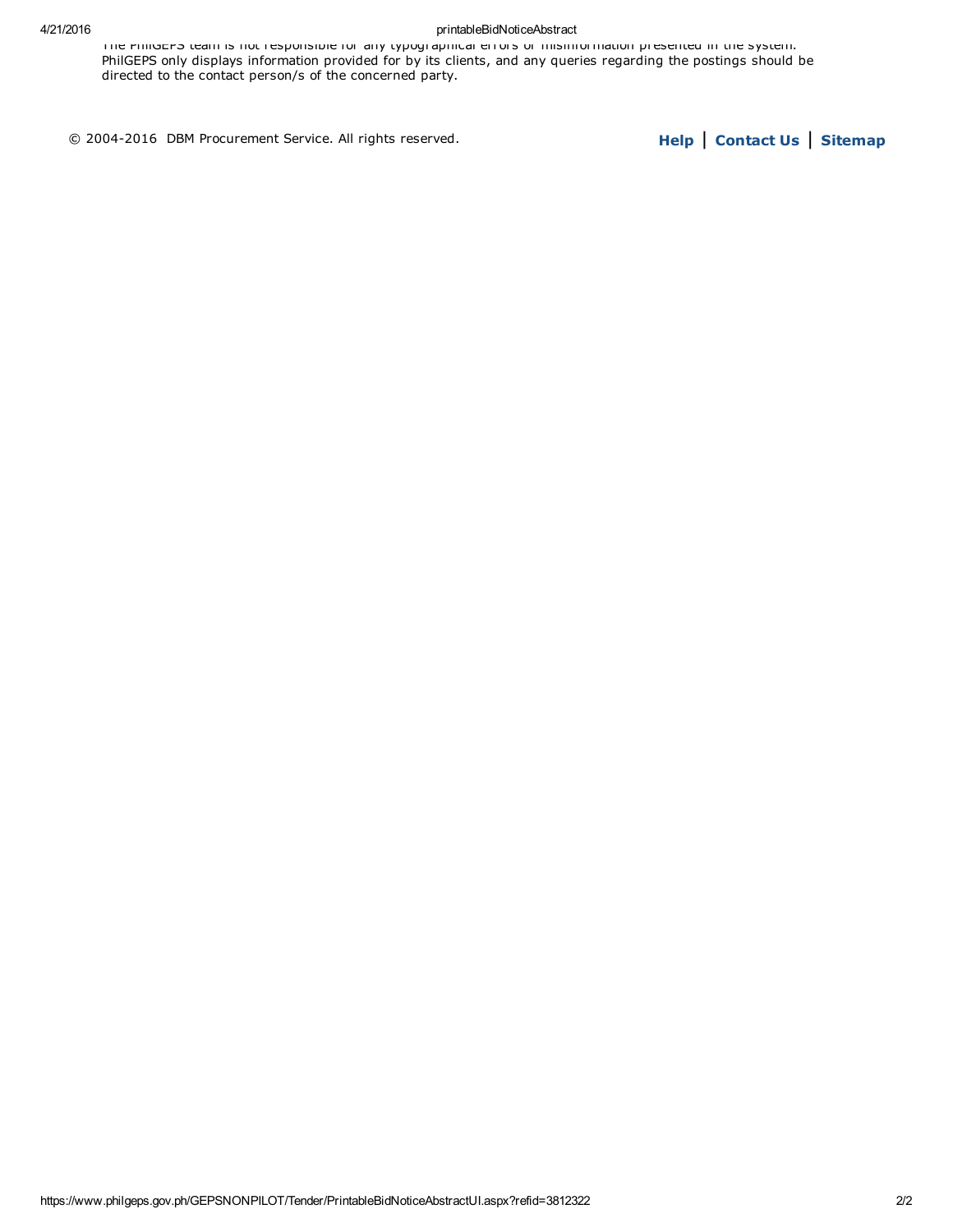The PhilGEPS team is not responsible for any typographical errors or misinformation presented in the system. PhilGEPS only displays information provided for by its clients, and any queries regarding the postings should be directed to the contact person/s of the concerned party.

© 2004-2016 DBM Procurement Service. All rights reserved.

**Help** | **Contact Us** | **Sitemap**